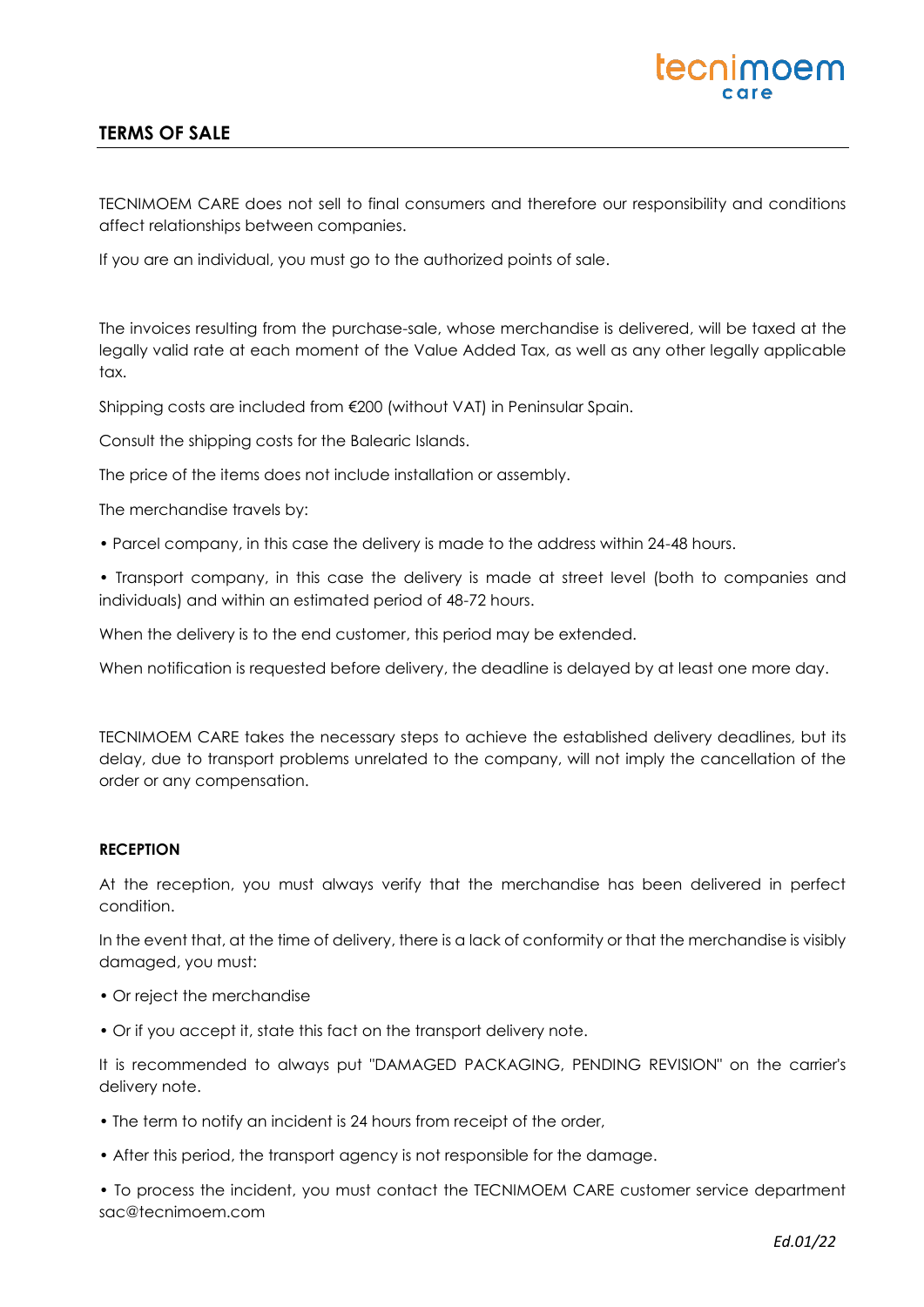## TERMS OF SALE

TECNIMOEM CARE does not sell to final consumers and therefore our responsibility and conditions affect relationships between companies.

If you are an individual, you must go to the authorized points of sale.

The invoices resulting from the purchase-sale, whose merchandise is delivered, will be taxed at the legally valid rate at each moment of the Value Added Tax, as well as any other legally applicable tax.

Shipping costs are included from €200 (without VAT) in Peninsular Spain.

Consult the shipping costs for the Balearic Islands.

The price of the items does not include installation or assembly.

The merchandise travels by:

- Parcel company, in this case the delivery is made to the address within 24-48 hours.
- Transport company, in this case the delivery is made at street level (both to companies and individuals) and within an estimated period of 48-72 hours.

When the delivery is to the end customer, this period may be extended.

When notification is requested before delivery, the deadline is delayed by at least one more day.

TECNIMOEM CARE takes the necessary steps to achieve the established delivery deadlines, but its delay, due to transport problems unrelated to the company, will not imply the cancellation of the order or any compensation.

### RECEPTION

At the reception, you must always verify that the merchandise has been delivered in perfect condition.

In the event that, at the time of delivery, there is a lack of conformity or that the merchandise is visibly damaged, you must:

- Or reject the merchandise
- Or if you accept it, state this fact on the transport delivery note.

It is recommended to always put "DAMAGED PACKAGING, PENDING REVISION" on the carrier's delivery note.

- The term to notify an incident is 24 hours from receipt of the order,
- After this period, the transport agency is not responsible for the damage.
- To process the incident, you must contact the TECNIMOEM CARE customer service department sac@tecnimoem.com

*Ed.01/22*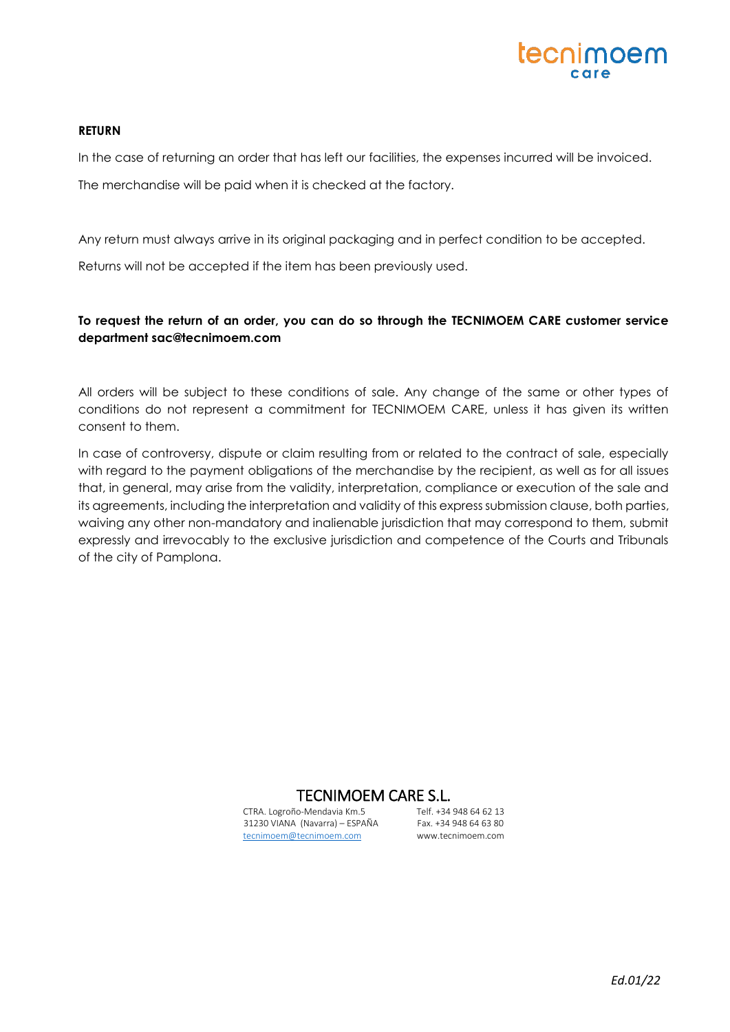**RETURN**

In the case of returning an order that has left our facilities, the expenses incurred will be invoiced.

The merchandise will be paid when it is checked at the factory.

Any return must always arrive in its original packaging and in perfect condition to be accepted.

Returns will not be accepted if the item has been previously used.

**To request the return of an order, you can do so through the TECNIMOEM CARE customer service department sac@tecnimoem.com**

All orders will be subject to these conditions of sale. Any change of the same or other types of conditions do not represent a commitment for TECNIMOEM CARE, unless it has given its written consent to them.

In case of controversy, dispute or claim resulting from or related to the contract of sale, especially with regard to the payment obligations of the merchandise by the recipient, as well as for all issues that, in general, may arise from the validity, interpretation, compliance or execution of the sale and its agreements, including the interpretation and validity of this express submission clause, both parties, waiving any other non-mandatory and inalienable jurisdiction that may correspond to them, submit expressly and irrevocably to the exclusive jurisdiction and competence of the Courts and Tribunals of the city of Pamplona.

TECNIMOEM CARE S.L.

CTRA. Logroño-Mendavia Km.5
31230 VIANA (Navarra) – ESPAÑA
tecnimoem@tecnimoem.com

Telf. +34 948 64 62 13
Fax. +34 948 64 63 80
www.tecnimoem.com

*Ed.01/22*